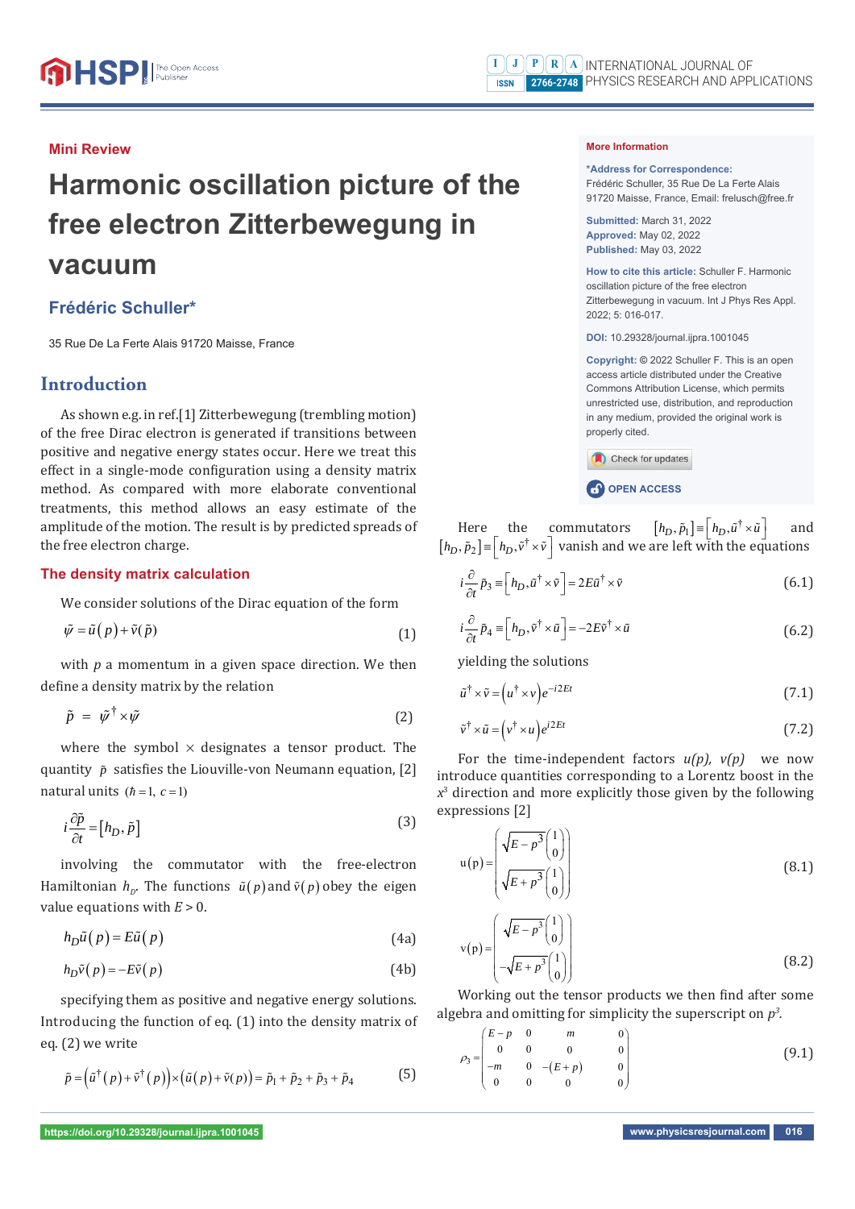**Mini Review**

# Harmonic oscillation picture of the free electron Zitterbewegung in vacuum

## Frédéric Schuller*

35 Rue De La Ferte Alais 91720 Maisse, France

**More Information**

**\*Address for Correspondence:** Frédéric Schuller, 35 Rue De La Ferte Alais 91720 Maisse, France, Email: frelusch@free.fr

**Submitted:** March 31, 2022
**Approved:** May 02, 2022
**Published:** May 03, 2022

**How to cite this article:** Schuller F. Harmonic oscillation picture of the free electron Zitterbewegung in vacuum. Int J Phys Res Appl. 2022; 5: 016-017.

**DOI:** 10.29328/journal.ijpra.1001045

**Copyright:** © 2022 Schuller F. This is an open access article distributed under the Creative Commons Attribution License, which permits unrestricted use, distribution, and reproduction in any medium, provided the original work is properly cited.

## Introduction

As shown e.g. in ref.[1] Zitterbewegung (trembling motion) of the free Dirac electron is generated if transitions between positive and negative energy states occur. Here we treat this effect in a single-mode configuration using a density matrix method. As compared with more elaborate conventional treatments, this method allows an easy estimate of the amplitude of the motion. The result is by predicted spreads of the free electron charge.

## The density matrix calculation

We consider solutions of the Dirac equation of the form

$$\tilde{\psi} = \tilde{u}(p) + \tilde{v}(\tilde{p}) \tag{1}$$

with $p$ a momentum in a given space direction. We then define a density matrix by the relation

$$\tilde{p} = \tilde{\psi}^{\dagger} \times \tilde{\psi} \tag{2}$$

where the symbol $\times$ designates a tensor product. The quantity $\tilde{p}$ satisfies the Liouville-von Neumann equation, [2] natural units $(\hbar = 1,\ c = 1)$

$$i\frac{\partial \tilde{p}}{\partial t} = [h_D, \tilde{p}] \tag{3}$$

involving the commutator with the free-electron Hamiltonian $h_D$. The functions $\tilde{u}(p)$ and $\tilde{v}(p)$ obey the eigen value equations with $E > 0$.

$$h_D \tilde{u}(p) = E\tilde{u}(p) \tag{4a}$$

$$h_D \tilde{v}(p) = -E\tilde{v}(p) \tag{4b}$$

specifying them as positive and negative energy solutions. Introducing the function of eq. (1) into the density matrix of eq. (2) we write

$$\tilde{p} = \left(\tilde{u}^{\dagger}(p) + \tilde{v}^{\dagger}(p)\right) \times \left(\tilde{u}(p) + \tilde{v}(p)\right) = \tilde{p}_1 + \tilde{p}_2 + \tilde{p}_3 + \tilde{p}_4 \tag{5}$$

Here the commutators $[h_D, \tilde{p}_1] \equiv [h_D, \tilde{u}^{\dagger} \times \tilde{u}]$ and $[h_D, \tilde{p}_2] \equiv [h_D, \tilde{v}^{\dagger} \times \tilde{v}]$ vanish and we are left with the equations

$$i\frac{\partial}{\partial t}\tilde{p}_3 \equiv [h_D, \tilde{u}^{\dagger} \times \tilde{v}] = 2E\tilde{u}^{\dagger} \times \tilde{v} \tag{6.1}$$

$$i\frac{\partial}{\partial t}\tilde{p}_4 \equiv [h_D, \tilde{v}^{\dagger} \times \tilde{u}] = -2E\tilde{v}^{\dagger} \times \tilde{u} \tag{6.2}$$

yielding the solutions

$$\tilde{u}^{\dagger} \times \tilde{v} = \left(u^{\dagger} \times v\right)e^{-i2Et} \tag{7.1}$$

$$\tilde{v}^{\dagger} \times \tilde{u} = \left(v^{\dagger} \times u\right)e^{i2Et} \tag{7.2}$$

For the time-independent factors $u(p)$, $v(p)$ we now introduce quantities corresponding to a Lorentz boost in the $x^3$ direction and more explicitly those given by the following expressions [2]

$$\mathrm{u}(p) = \begin{pmatrix} \sqrt{E - p^3}\begin{pmatrix}1\\0\end{pmatrix} \\ \sqrt{E + p^3}\begin{pmatrix}1\\0\end{pmatrix} \end{pmatrix} \tag{8.1}$$

$$\mathrm{v}(p) = \begin{pmatrix} \sqrt{E - p^3}\begin{pmatrix}1\\0\end{pmatrix} \\ -\sqrt{E + p^3}\begin{pmatrix}1\\0\end{pmatrix} \end{pmatrix} \tag{8.2}$$

Working out the tensor products we then find after some algebra and omitting for simplicity the superscript on $p^3$.

$$\rho_3 = \begin{pmatrix} E - p & 0 & m & 0 \\ 0 & 0 & 0 & 0 \\ -m & 0 & -(E + p) & 0 \\ 0 & 0 & 0 & 0 \end{pmatrix} \tag{9.1}$$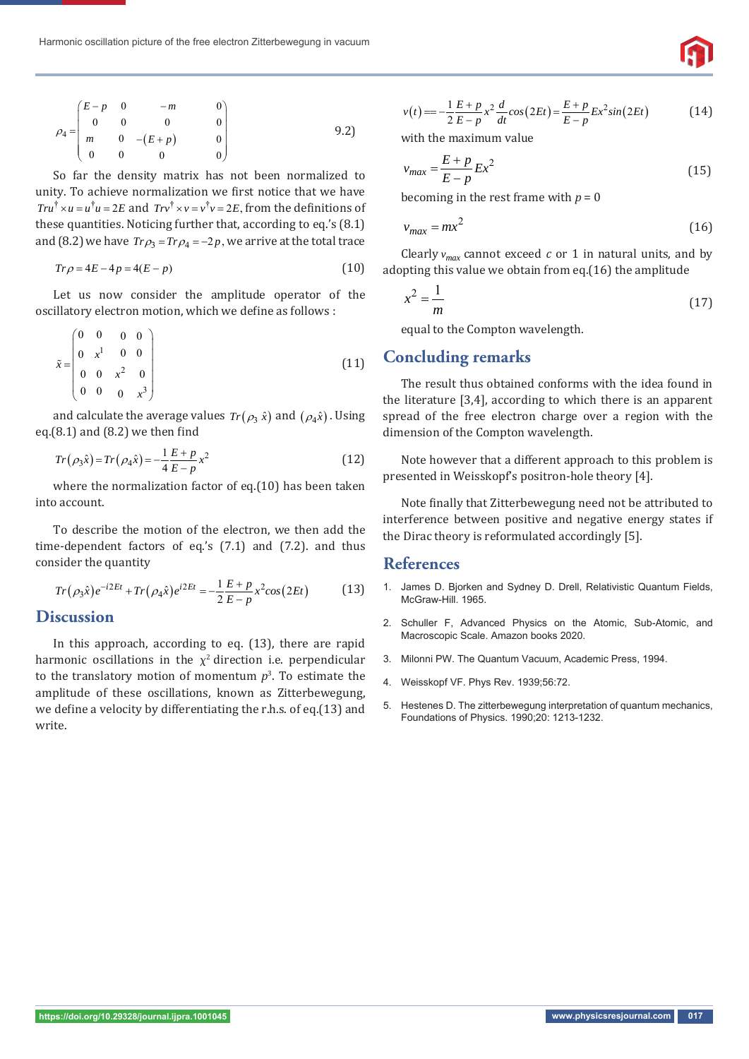$$\rho_4 = \begin{pmatrix} E-p & 0 & -m & 0 \\ 0 & 0 & 0 & 0 \\ m & 0 & -(E+p) & 0 \\ 0 & 0 & 0 & 0 \end{pmatrix} \quad 9.2)$$

So far the density matrix has not been normalized to unity. To achieve normalization we first notice that we have $Tru^{\dagger} \times u = u^{\dagger}u = 2E$ and $Trv^{\dagger} \times v = v^{\dagger}v = 2E$, from the definitions of these quantities. Noticing further that, according to eq.'s (8.1) and (8.2) we have $Tr\rho_3 = Tr\rho_4 = -2p$, we arrive at the total trace

$$Tr\rho = 4E - 4p = 4(E-p) \quad (10)$$

Let us now consider the amplitude operator of the oscillatory electron motion, which we define as follows :

$$\tilde{x} = \begin{pmatrix} 0 & 0 & 0 & 0 \\ 0 & x^1 & 0 & 0 \\ 0 & 0 & x^2 & 0 \\ 0 & 0 & 0 & x^3 \end{pmatrix} \quad (11)$$

and calculate the average values $Tr(\rho_3\,\hat{x})$ and $(\rho_4\hat{x})$. Using eq.(8.1) and (8.2) we then find

$$Tr(\rho_3\hat{x}) = Tr(\rho_4\hat{x}) = -\frac{1}{4}\frac{E+p}{E-p}x^2 \quad (12)$$

where the normalization factor of eq.(10) has been taken into account.

To describe the motion of the electron, we then add the time-dependent factors of eq.'s (7.1) and (7.2). and thus consider the quantity

$$Tr(\rho_3\hat{x})e^{-i2Et} + Tr(\rho_4\hat{x})e^{i2Et} = -\frac{1}{2}\frac{E+p}{E-p}x^2\cos(2Et) \quad (13)$$

## Discussion

In this approach, according to eq. (13), there are rapid harmonic oscillations in the $\chi^2$ direction i.e. perpendicular to the translatory motion of momentum $p^3$. To estimate the amplitude of these oscillations, known as Zitterbewegung, we define a velocity by differentiating the r.h.s. of eq.(13) and write.

$$v(t) == -\frac{1}{2}\frac{E+p}{E-p}x^2\frac{d}{dt}\cos(2Et) = \frac{E+p}{E-p}Ex^2\sin(2Et) \quad (14)$$

with the maximum value

$$v_{max} = \frac{E+p}{E-p}Ex^2 \quad (15)$$

becoming in the rest frame with $p = 0$

$$v_{max} = mx^2 \quad (16)$$

Clearly $v_{max}$ cannot exceed $c$ or 1 in natural units, and by adopting this value we obtain from eq.(16) the amplitude

$$x^2 = \frac{1}{m} \quad (17)$$

equal to the Compton wavelength.

## Concluding remarks

The result thus obtained conforms with the idea found in the literature [3,4], according to which there is an apparent spread of the free electron charge over a region with the dimension of the Compton wavelength.

Note however that a different approach to this problem is presented in Weisskopf's positron-hole theory [4].

Note finally that Zitterbewegung need not be attributed to interference between positive and negative energy states if the Dirac theory is reformulated accordingly [5].

## References

1. James D. Bjorken and Sydney D. Drell, Relativistic Quantum Fields, McGraw-Hill. 1965.
2. Schuller F, Advanced Physics on the Atomic, Sub-Atomic, and Macroscopic Scale. Amazon books 2020.
3. Milonni PW. The Quantum Vacuum, Academic Press, 1994.
4. Weisskopf VF. Phys Rev. 1939;56:72.
5. Hestenes D. The zitterbewegung interpretation of quantum mechanics, Foundations of Physics. 1990;20: 1213-1232.